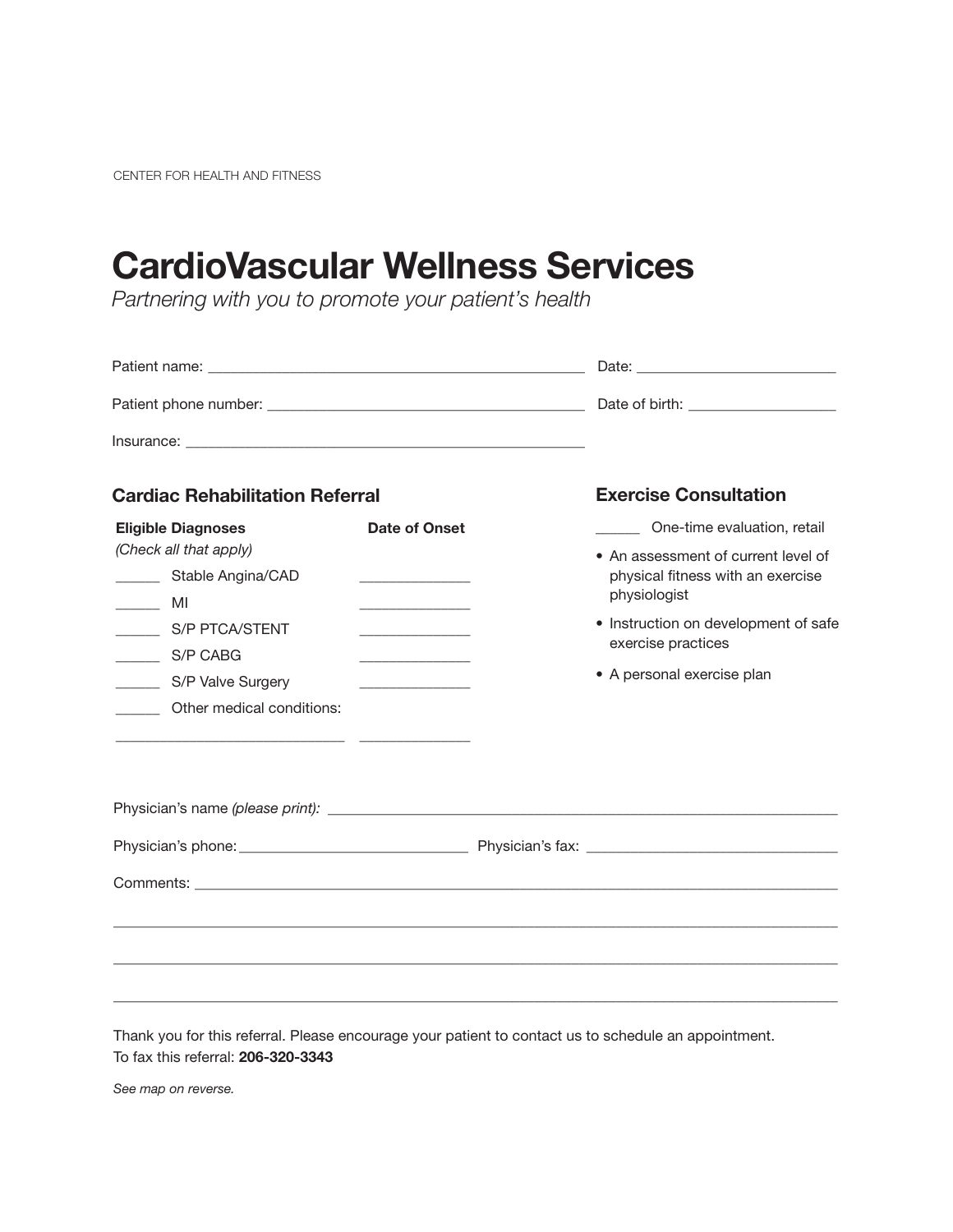CENTER FOR HEALTH AND FITNESS

# CardioVascular Wellness Services

*Partnering with you to promote your patient's health*

Patient name: ______________________________________________ Date: ________________________

Patient phone number: ______________________________________ Date of birth: __________________

Insurance: __________________________________________________

## Cardiac Rehabilitation Referral

| **Eligible Diagnoses** *(Check all that apply)* | **Date of Onset** |
|---|---|
| ______ Stable Angina/CAD | ______________ |
| ______ MI | ______________ |
| ______ S/P PTCA/STENT | ______________ |
| ______ S/P CABG | ______________ |
| ______ S/P Valve Surgery | ______________ |
| ______ Other medical conditions: | |
| ______________________________ | ______________ |

## Exercise Consultation

______ One-time evaluation, retail

- An assessment of current level of physical fitness with an exercise physiologist
- Instruction on development of safe exercise practices
- A personal exercise plan

Physician's name *(please print)*: ______________________________________________________________

Physician's phone: ______________________________ Physician's fax: ________________________________

Comments: ______________________________________________________________________________

________________________________________________________________________________________

________________________________________________________________________________________

________________________________________________________________________________________

Thank you for this referral. Please encourage your patient to contact us to schedule an appointment.
To fax this referral: **206-320-3343**

*See map on reverse.*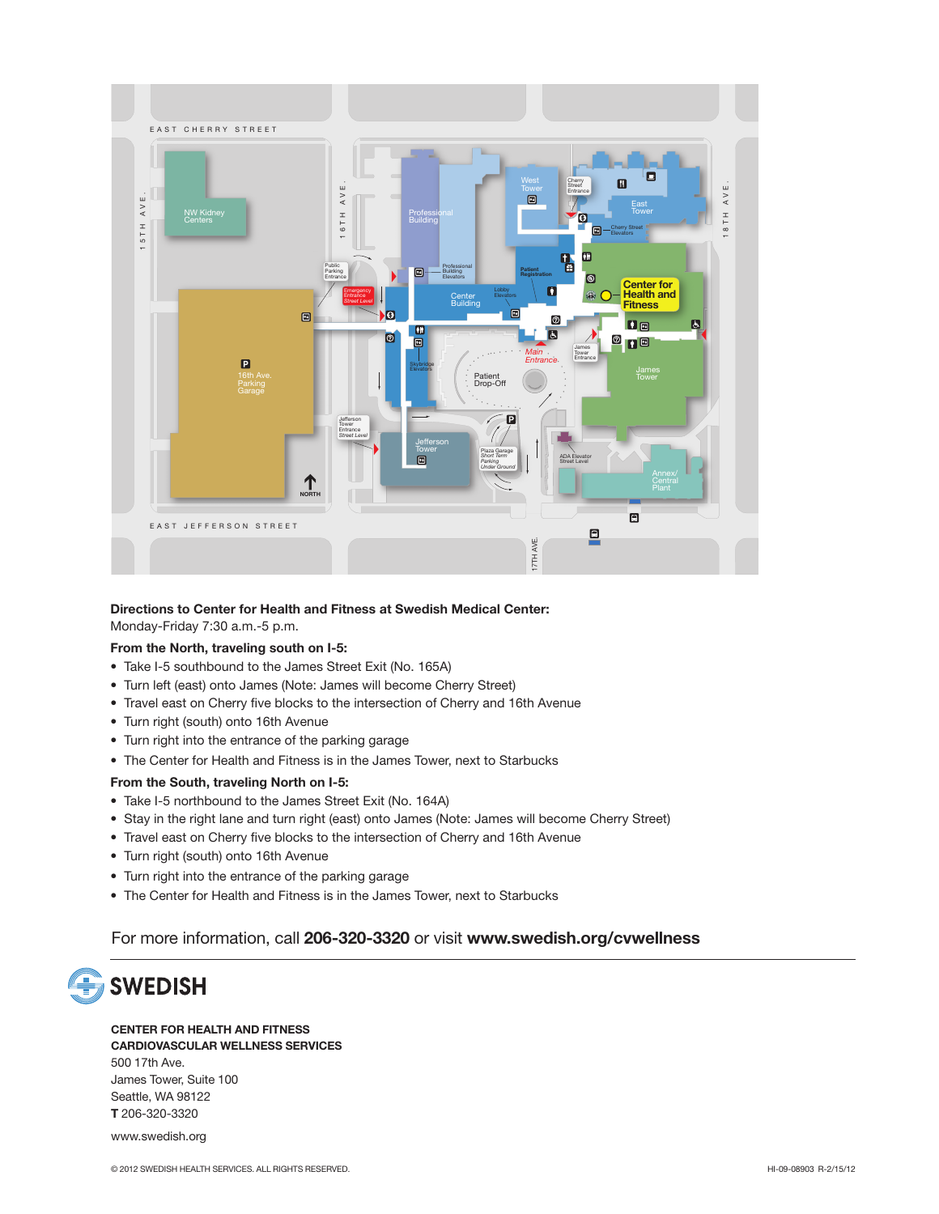EAST CHERRY STREET

15TH AVE.

16TH AVE.

18TH AVE.

17TH AVE.

EAST JEFFERSON STREET

NW Kidney Centers

Public Parking Entrance

Professional Building

Professional Building Elevators

West Tower

Cherry Street Entrance

East Tower

Cherry Street Elevators

Patient Registration

Emergency Entrance Street Level

Center Building

Lobby Elevators

Center for Health and Fitness

16th Ave. Parking Garage

Skybridge Elevators

Main Entrance

James Tower Entrance

James Tower

Patient Drop-Off

Jefferson Tower Entrance Street Level

Jefferson Tower

Plaza Garage Short Term Parking Under Ground

ADA Elevator Street Level

Annex/ Central Plant

NORTH

**Directions to Center for Health and Fitness at Swedish Medical Center:**
Monday-Friday 7:30 a.m.-5 p.m.

**From the North, traveling south on I-5:**

- Take I-5 southbound to the James Street Exit (No. 165A)
- Turn left (east) onto James (Note: James will become Cherry Street)
- Travel east on Cherry five blocks to the intersection of Cherry and 16th Avenue
- Turn right (south) onto 16th Avenue
- Turn right into the entrance of the parking garage
- The Center for Health and Fitness is in the James Tower, next to Starbucks

**From the South, traveling North on I-5:**

- Take I-5 northbound to the James Street Exit (No. 164A)
- Stay in the right lane and turn right (east) onto James (Note: James will become Cherry Street)
- Travel east on Cherry five blocks to the intersection of Cherry and 16th Avenue
- Turn right (south) onto 16th Avenue
- Turn right into the entrance of the parking garage
- The Center for Health and Fitness is in the James Tower, next to Starbucks

For more information, call **206-320-3320** or visit **www.swedish.org/cvwellness**

**SWEDISH**

**CENTER FOR HEALTH AND FITNESS**
**CARDIOVASCULAR WELLNESS SERVICES**
500 17th Ave.
James Tower, Suite 100
Seattle, WA 98122
**T** 206-320-3320

www.swedish.org

© 2012 SWEDISH HEALTH SERVICES. ALL RIGHTS RESERVED.

HI-09-08903 R-2/15/12